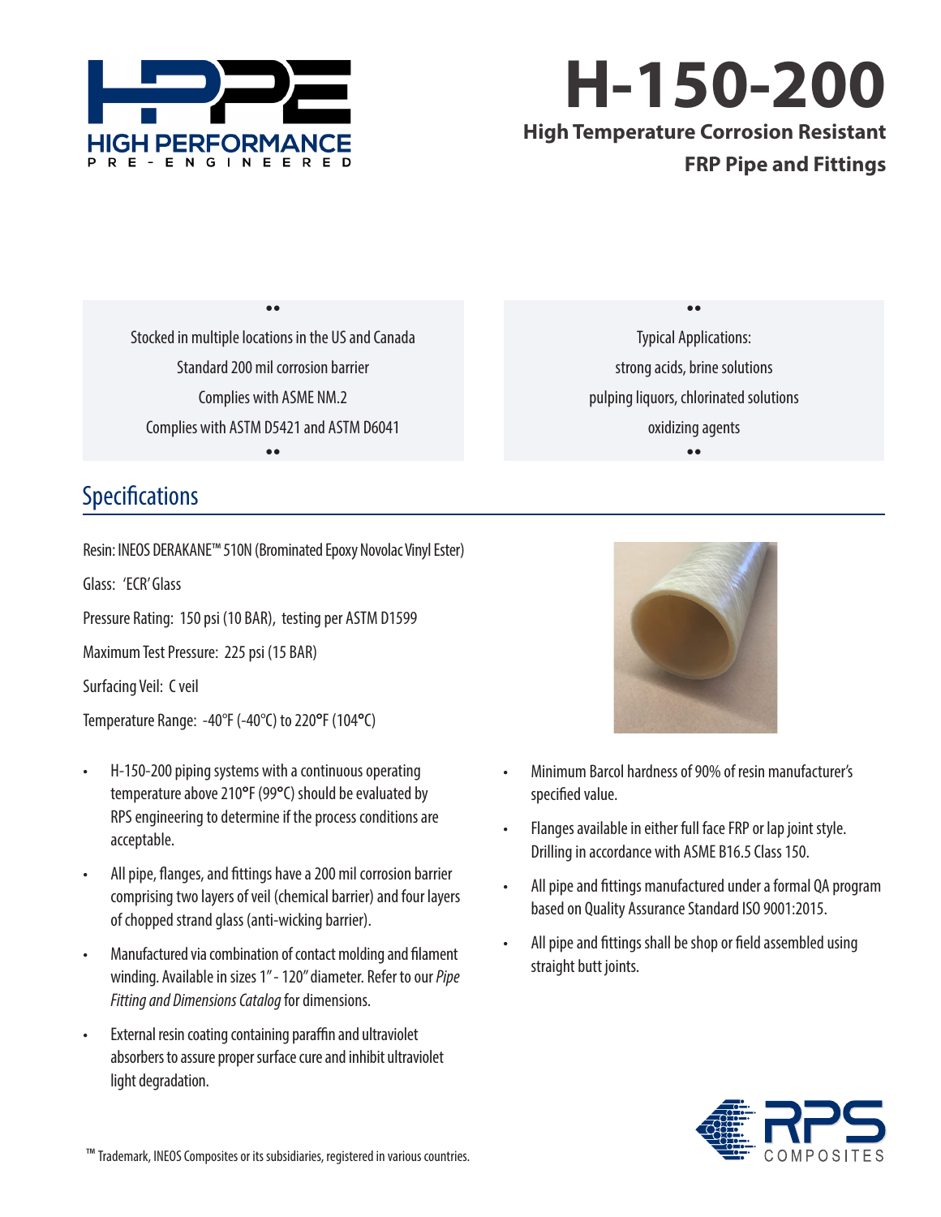# H-150-200

**High Temperature Corrosion Resistant FRP Pipe and Fittings**

Stocked in multiple locations in the US and Canada

Standard 200 mil corrosion barrier

Complies with ASME NM.2

Complies with ASTM D5421 and ASTM D6041

Typical Applications:

strong acids, brine solutions

pulping liquors, chlorinated solutions

oxidizing agents

## Specifications

Resin: INEOS DERAKANE™ 510N (Brominated Epoxy Novolac Vinyl Ester)

Glass: 'ECR' Glass

Pressure Rating: 150 psi (10 BAR), testing per ASTM D1599

Maximum Test Pressure: 225 psi (15 BAR)

Surfacing Veil: C veil

Temperature Range: -40°F (-40°C) to 220°F (104°C)

- H-150-200 piping systems with a continuous operating temperature above 210°F (99°C) should be evaluated by RPS engineering to determine if the process conditions are acceptable.
- All pipe, flanges, and fittings have a 200 mil corrosion barrier comprising two layers of veil (chemical barrier) and four layers of chopped strand glass (anti-wicking barrier).
- Manufactured via combination of contact molding and filament winding. Available in sizes 1" - 120" diameter. Refer to our *Pipe Fitting and Dimensions Catalog* for dimensions.
- External resin coating containing paraffin and ultraviolet absorbers to assure proper surface cure and inhibit ultraviolet light degradation.
- Minimum Barcol hardness of 90% of resin manufacturer's specified value.
- Flanges available in either full face FRP or lap joint style. Drilling in accordance with ASME B16.5 Class 150.
- All pipe and fittings manufactured under a formal QA program based on Quality Assurance Standard ISO 9001:2015.
- All pipe and fittings shall be shop or field assembled using straight butt joints.

™ Trademark, INEOS Composites or its subsidiaries, registered in various countries.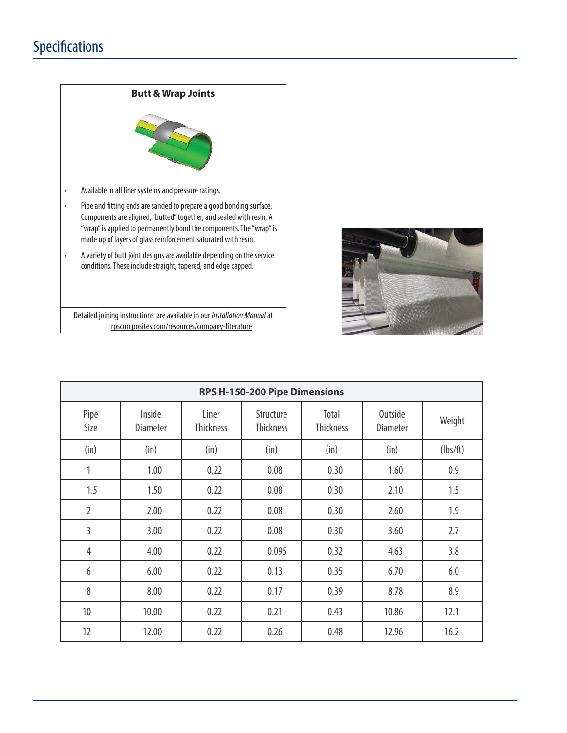# Specifications

| Butt & Wrap Joints |
|---|

- Available in all liner systems and pressure ratings.
- Pipe and fitting ends are sanded to prepare a good bonding surface. Components are aligned, "butted" together, and sealed with resin. A "wrap" is applied to permanently bond the components. The "wrap" is made up of layers of glass reinforcement saturated with resin.
- A variety of butt joint designs are available depending on the service conditions. These include straight, tapered, and edge capped.

Detailed joining instructions are available in our *Installation Manual* at rpscomposites.com/resources/company-literature

**RPS H-150-200 Pipe Dimensions**

| Pipe Size | Inside Diameter | Liner Thickness | Structure Thickness | Total Thickness | Outside Diameter | Weight |
|---|---|---|---|---|---|---|
| (in) | (in) | (in) | (in) | (in) | (in) | (lbs/ft) |
| 1 | 1.00 | 0.22 | 0.08 | 0.30 | 1.60 | 0.9 |
| 1.5 | 1.50 | 0.22 | 0.08 | 0.30 | 2.10 | 1.5 |
| 2 | 2.00 | 0.22 | 0.08 | 0.30 | 2.60 | 1.9 |
| 3 | 3.00 | 0.22 | 0.08 | 0.30 | 3.60 | 2.7 |
| 4 | 4.00 | 0.22 | 0.095 | 0.32 | 4.63 | 3.8 |
| 6 | 6.00 | 0.22 | 0.13 | 0.35 | 6.70 | 6.0 |
| 8 | 8.00 | 0.22 | 0.17 | 0.39 | 8.78 | 8.9 |
| 10 | 10.00 | 0.22 | 0.21 | 0.43 | 10.86 | 12.1 |
| 12 | 12.00 | 0.22 | 0.26 | 0.48 | 12.96 | 16.2 |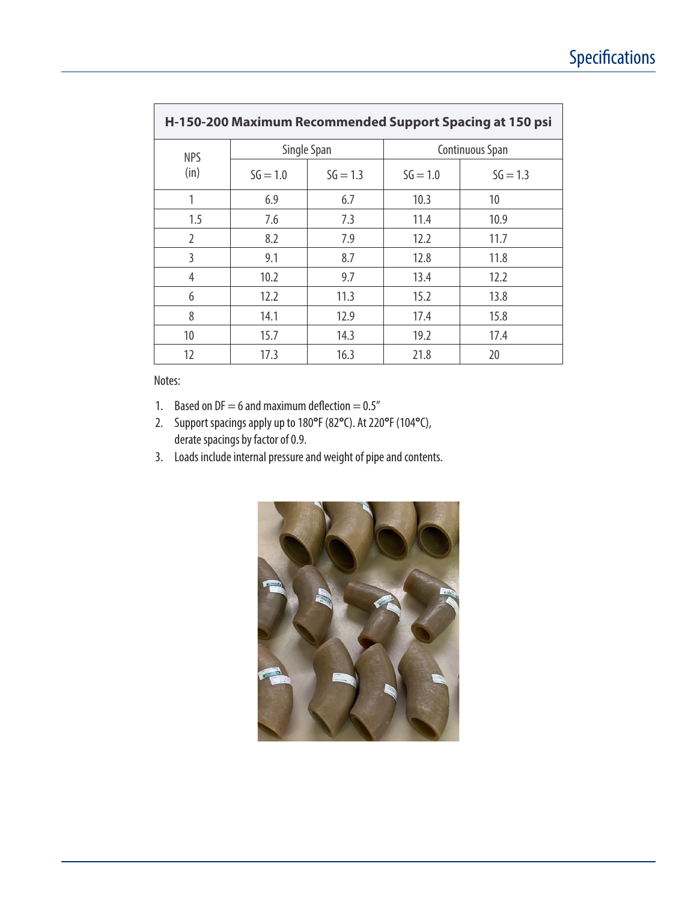| H-150-200 Maximum Recommended Support Spacing at 150 psi | | | | |
|---|---|---|---|---|
| NPS (in) | Single Span | | Continuous Span | |
| | SG = 1.0 | SG = 1.3 | SG = 1.0 | SG = 1.3 |
| 1 | 6.9 | 6.7 | 10.3 | 10 |
| 1.5 | 7.6 | 7.3 | 11.4 | 10.9 |
| 2 | 8.2 | 7.9 | 12.2 | 11.7 |
| 3 | 9.1 | 8.7 | 12.8 | 11.8 |
| 4 | 10.2 | 9.7 | 13.4 | 12.2 |
| 6 | 12.2 | 11.3 | 15.2 | 13.8 |
| 8 | 14.1 | 12.9 | 17.4 | 15.8 |
| 10 | 15.7 | 14.3 | 19.2 | 17.4 |
| 12 | 17.3 | 16.3 | 21.8 | 20 |

Notes:

1. Based on DF = 6 and maximum deflection = 0.5″
2. Support spacings apply up to 180°F (82°C). At 220°F (104°C), derate spacings by factor of 0.9.
3. Loads include internal pressure and weight of pipe and contents.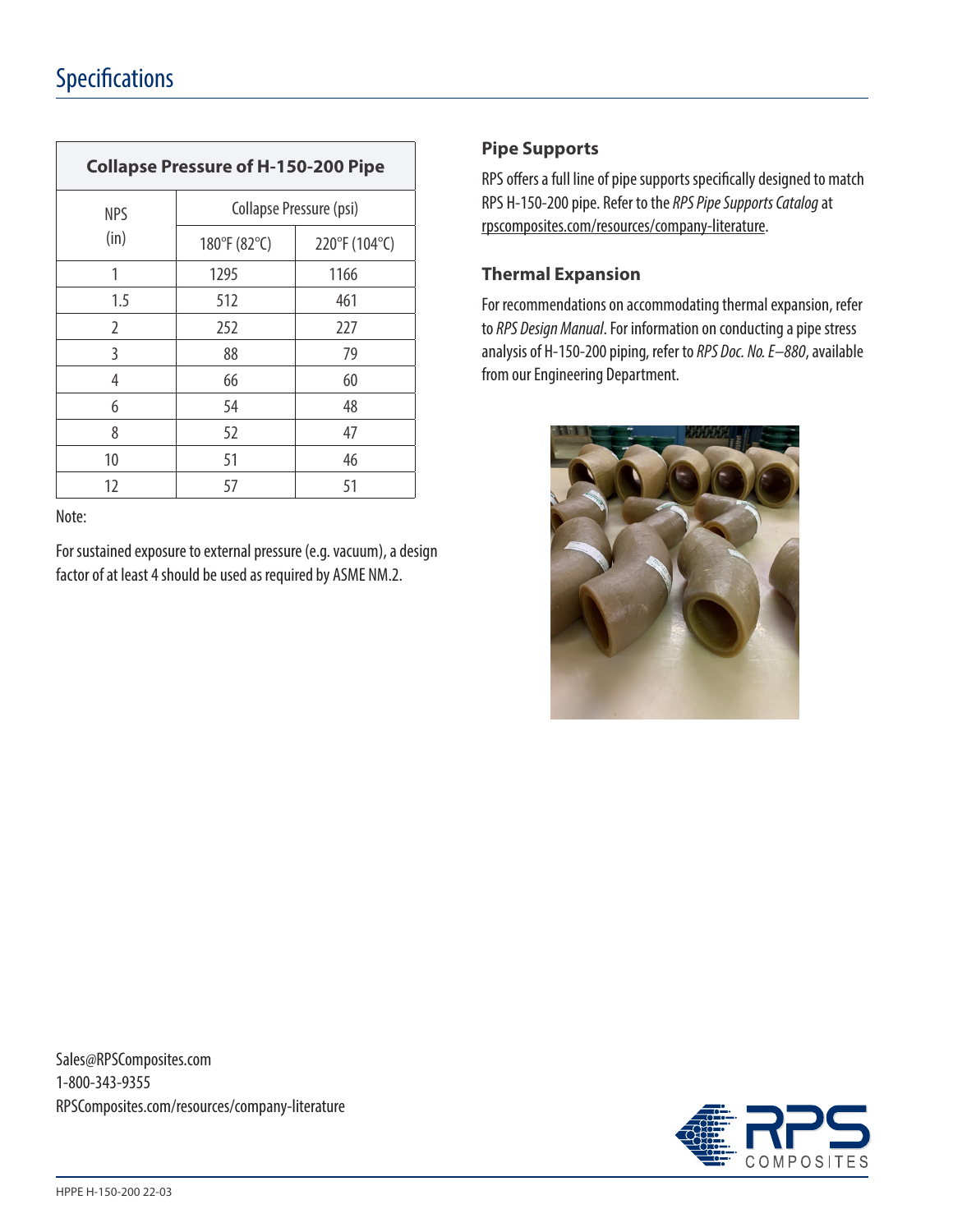# Specifications

| Collapse Pressure of H-150-200 Pipe | | |
|---|---|---|
| NPS (in) | Collapse Pressure (psi) | |
| | 180°F (82°C) | 220°F (104°C) |
| 1 | 1295 | 1166 |
| 1.5 | 512 | 461 |
| 2 | 252 | 227 |
| 3 | 88 | 79 |
| 4 | 66 | 60 |
| 6 | 54 | 48 |
| 8 | 52 | 47 |
| 10 | 51 | 46 |
| 12 | 57 | 51 |

Note:

For sustained exposure to external pressure (e.g. vacuum), a design factor of at least 4 should be used as required by ASME NM.2.

### Pipe Supports

RPS offers a full line of pipe supports specifically designed to match RPS H-150-200 pipe. Refer to the *RPS Pipe Supports Catalog* at rpscomposites.com/resources/company-literature.

### Thermal Expansion

For recommendations on accommodating thermal expansion, refer to *RPS Design Manual*. For information on conducting a pipe stress analysis of H-150-200 piping, refer to *RPS Doc. No. E–880*, available from our Engineering Department.

Sales@RPSComposites.com
1-800-343-9355
RPSComposites.com/resources/company-literature

HPPE H-150-200 22-03